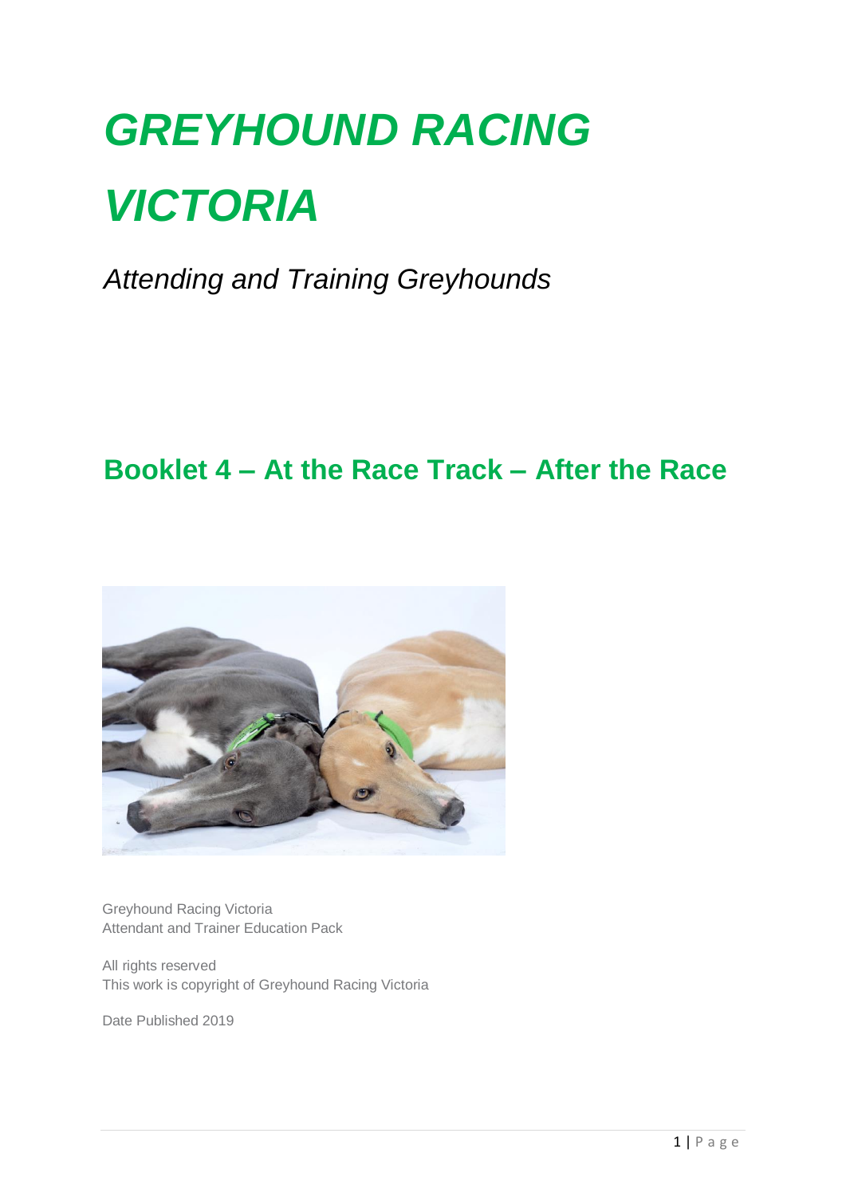# *GREYHOUND RACING VICTORIA*

*Attending and Training Greyhounds*

## Booklet 4 – At the Race Track – After the Race

Greyhound Racing Victoria
Attendant and Trainer Education Pack

All rights reserved
This work is copyright of Greyhound Racing Victoria

Date Published 2019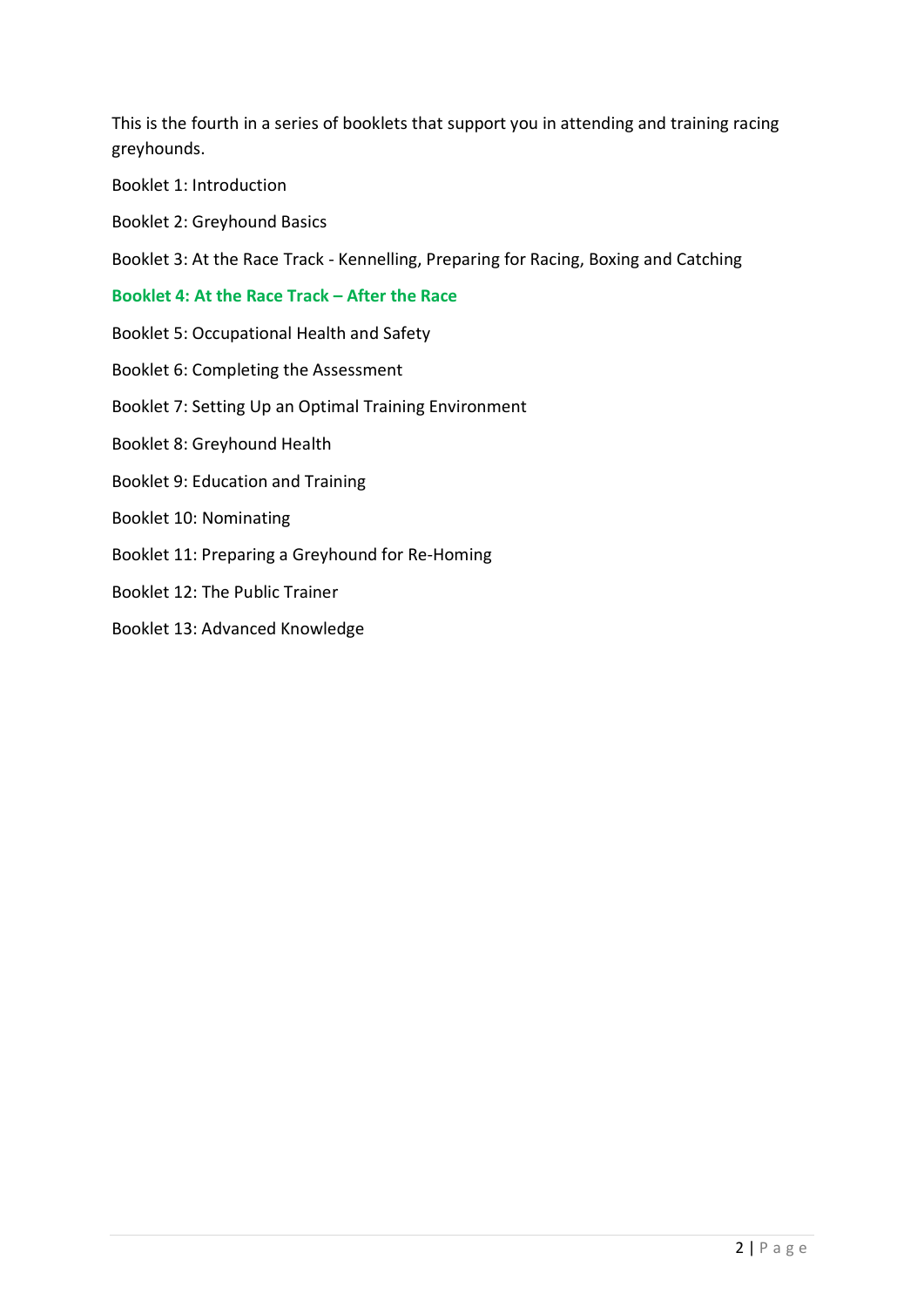This is the fourth in a series of booklets that support you in attending and training racing greyhounds.

Booklet 1: Introduction

Booklet 2: Greyhound Basics

Booklet 3: At the Race Track - Kennelling, Preparing for Racing, Boxing and Catching

**Booklet 4: At the Race Track – After the Race**

Booklet 5: Occupational Health and Safety

Booklet 6: Completing the Assessment

Booklet 7: Setting Up an Optimal Training Environment

Booklet 8: Greyhound Health

Booklet 9: Education and Training

Booklet 10: Nominating

Booklet 11: Preparing a Greyhound for Re-Homing

Booklet 12: The Public Trainer

Booklet 13: Advanced Knowledge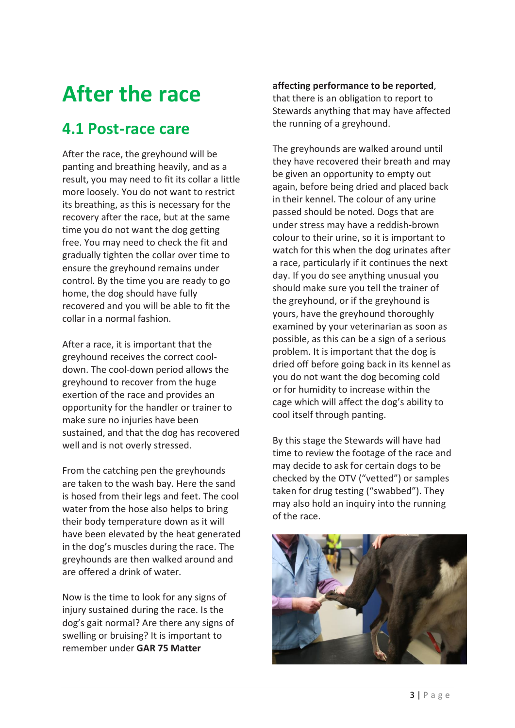# After the race

## 4.1 Post-race care

After the race, the greyhound will be panting and breathing heavily, and as a result, you may need to fit its collar a little more loosely. You do not want to restrict its breathing, as this is necessary for the recovery after the race, but at the same time you do not want the dog getting free. You may need to check the fit and gradually tighten the collar over time to ensure the greyhound remains under control. By the time you are ready to go home, the dog should have fully recovered and you will be able to fit the collar in a normal fashion.

After a race, it is important that the greyhound receives the correct cool-down. The cool-down period allows the greyhound to recover from the huge exertion of the race and provides an opportunity for the handler or trainer to make sure no injuries have been sustained, and that the dog has recovered well and is not overly stressed.

From the catching pen the greyhounds are taken to the wash bay. Here the sand is hosed from their legs and feet. The cool water from the hose also helps to bring their body temperature down as it will have been elevated by the heat generated in the dog's muscles during the race. The greyhounds are then walked around and are offered a drink of water.

Now is the time to look for any signs of injury sustained during the race. Is the dog's gait normal? Are there any signs of swelling or bruising? It is important to remember under **GAR 75 Matter affecting performance to be reported**, that there is an obligation to report to Stewards anything that may have affected the running of a greyhound.

The greyhounds are walked around until they have recovered their breath and may be given an opportunity to empty out again, before being dried and placed back in their kennel. The colour of any urine passed should be noted. Dogs that are under stress may have a reddish-brown colour to their urine, so it is important to watch for this when the dog urinates after a race, particularly if it continues the next day. If you do see anything unusual you should make sure you tell the trainer of the greyhound, or if the greyhound is yours, have the greyhound thoroughly examined by your veterinarian as soon as possible, as this can be a sign of a serious problem. It is important that the dog is dried off before going back in its kennel as you do not want the dog becoming cold or for humidity to increase within the cage which will affect the dog's ability to cool itself through panting.

By this stage the Stewards will have had time to review the footage of the race and may decide to ask for certain dogs to be checked by the OTV ("vetted") or samples taken for drug testing ("swabbed"). They may also hold an inquiry into the running of the race.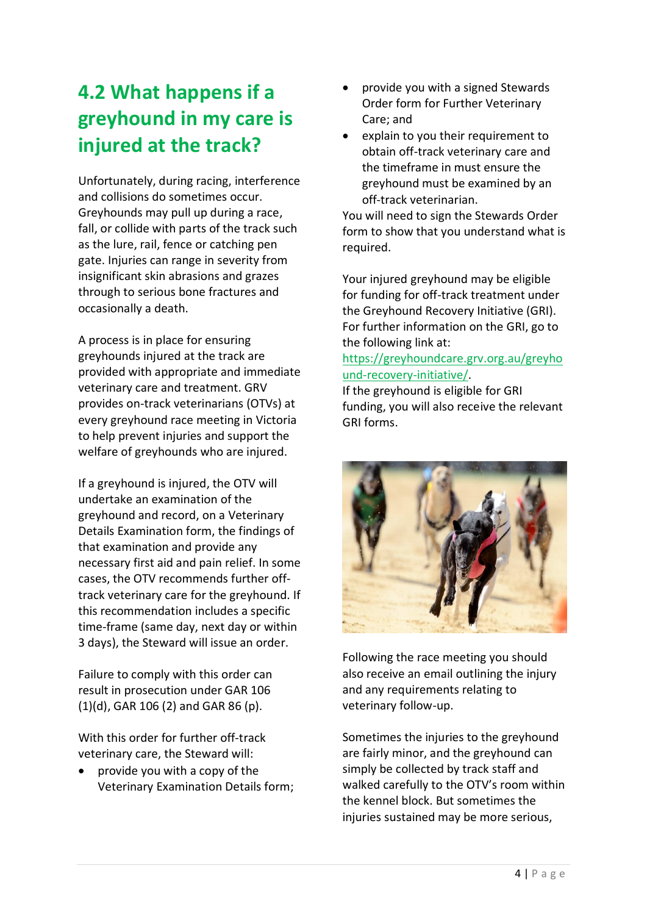## 4.2 What happens if a greyhound in my care is injured at the track?

Unfortunately, during racing, interference and collisions do sometimes occur. Greyhounds may pull up during a race, fall, or collide with parts of the track such as the lure, rail, fence or catching pen gate. Injuries can range in severity from insignificant skin abrasions and grazes through to serious bone fractures and occasionally a death.

A process is in place for ensuring greyhounds injured at the track are provided with appropriate and immediate veterinary care and treatment. GRV provides on-track veterinarians (OTVs) at every greyhound race meeting in Victoria to help prevent injuries and support the welfare of greyhounds who are injured.

If a greyhound is injured, the OTV will undertake an examination of the greyhound and record, on a Veterinary Details Examination form, the findings of that examination and provide any necessary first aid and pain relief. In some cases, the OTV recommends further off-track veterinary care for the greyhound. If this recommendation includes a specific time-frame (same day, next day or within 3 days), the Steward will issue an order.

Failure to comply with this order can result in prosecution under GAR 106 (1)(d), GAR 106 (2) and GAR 86 (p).

With this order for further off-track veterinary care, the Steward will:

- provide you with a copy of the Veterinary Examination Details form;
- provide you with a signed Stewards Order form for Further Veterinary Care; and
- explain to you their requirement to obtain off-track veterinary care and the timeframe in must ensure the greyhound must be examined by an off-track veterinarian.

You will need to sign the Stewards Order form to show that you understand what is required.

Your injured greyhound may be eligible for funding for off-track treatment under the Greyhound Recovery Initiative (GRI). For further information on the GRI, go to the following link at: https://greyhoundcare.grv.org.au/greyhound-recovery-initiative/.
If the greyhound is eligible for GRI funding, you will also receive the relevant GRI forms.

Following the race meeting you should also receive an email outlining the injury and any requirements relating to veterinary follow-up.

Sometimes the injuries to the greyhound are fairly minor, and the greyhound can simply be collected by track staff and walked carefully to the OTV's room within the kennel block. But sometimes the injuries sustained may be more serious,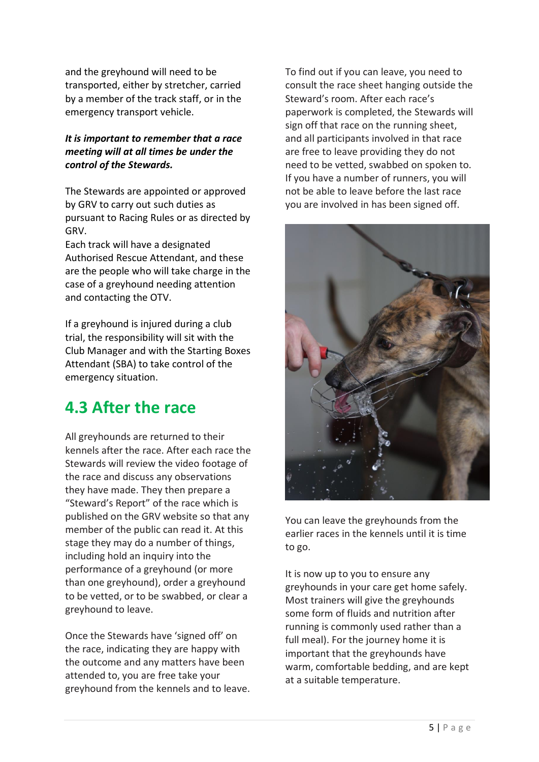and the greyhound will need to be transported, either by stretcher, carried by a member of the track staff, or in the emergency transport vehicle.

***It is important to remember that a race meeting will at all times be under the control of the Stewards.***

The Stewards are appointed or approved by GRV to carry out such duties as pursuant to Racing Rules or as directed by GRV.

Each track will have a designated Authorised Rescue Attendant, and these are the people who will take charge in the case of a greyhound needing attention and contacting the OTV.

If a greyhound is injured during a club trial, the responsibility will sit with the Club Manager and with the Starting Boxes Attendant (SBA) to take control of the emergency situation.

## 4.3 After the race

All greyhounds are returned to their kennels after the race. After each race the Stewards will review the video footage of the race and discuss any observations they have made. They then prepare a "Steward's Report" of the race which is published on the GRV website so that any member of the public can read it. At this stage they may do a number of things, including hold an inquiry into the performance of a greyhound (or more than one greyhound), order a greyhound to be vetted, or to be swabbed, or clear a greyhound to leave.

Once the Stewards have 'signed off' on the race, indicating they are happy with the outcome and any matters have been attended to, you are free take your greyhound from the kennels and to leave.

To find out if you can leave, you need to consult the race sheet hanging outside the Steward's room. After each race's paperwork is completed, the Stewards will sign off that race on the running sheet, and all participants involved in that race are free to leave providing they do not need to be vetted, swabbed on spoken to. If you have a number of runners, you will not be able to leave before the last race you are involved in has been signed off.

You can leave the greyhounds from the earlier races in the kennels until it is time to go.

It is now up to you to ensure any greyhounds in your care get home safely. Most trainers will give the greyhounds some form of fluids and nutrition after running is commonly used rather than a full meal). For the journey home it is important that the greyhounds have warm, comfortable bedding, and are kept at a suitable temperature.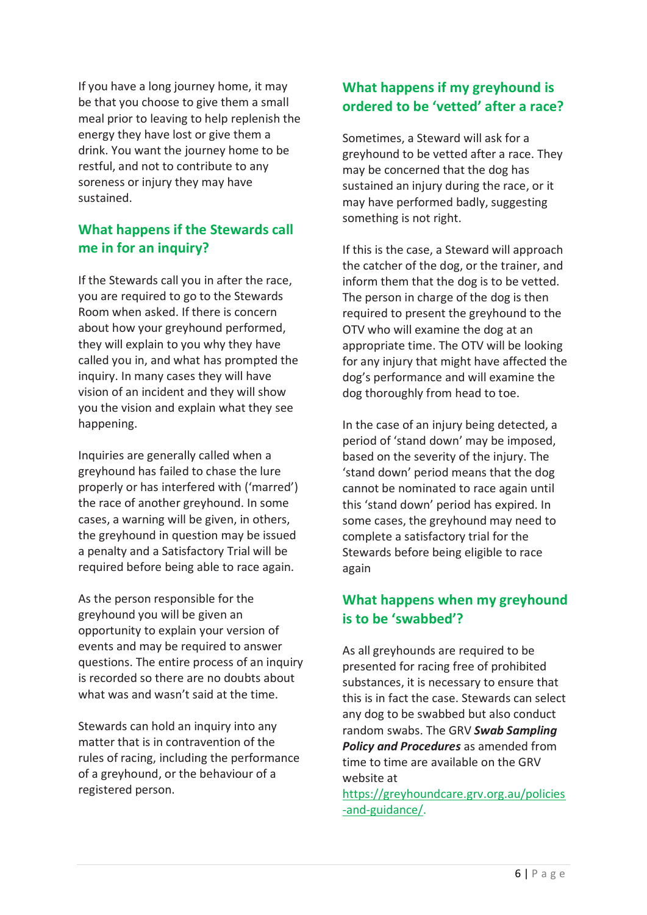If you have a long journey home, it may be that you choose to give them a small meal prior to leaving to help replenish the energy they have lost or give them a drink. You want the journey home to be restful, and not to contribute to any soreness or injury they may have sustained.

## What happens if the Stewards call me in for an inquiry?

If the Stewards call you in after the race, you are required to go to the Stewards Room when asked. If there is concern about how your greyhound performed, they will explain to you why they have called you in, and what has prompted the inquiry. In many cases they will have vision of an incident and they will show you the vision and explain what they see happening.

Inquiries are generally called when a greyhound has failed to chase the lure properly or has interfered with ('marred') the race of another greyhound. In some cases, a warning will be given, in others, the greyhound in question may be issued a penalty and a Satisfactory Trial will be required before being able to race again.

As the person responsible for the greyhound you will be given an opportunity to explain your version of events and may be required to answer questions. The entire process of an inquiry is recorded so there are no doubts about what was and wasn't said at the time.

Stewards can hold an inquiry into any matter that is in contravention of the rules of racing, including the performance of a greyhound, or the behaviour of a registered person.

## What happens if my greyhound is ordered to be 'vetted' after a race?

Sometimes, a Steward will ask for a greyhound to be vetted after a race. They may be concerned that the dog has sustained an injury during the race, or it may have performed badly, suggesting something is not right.

If this is the case, a Steward will approach the catcher of the dog, or the trainer, and inform them that the dog is to be vetted. The person in charge of the dog is then required to present the greyhound to the OTV who will examine the dog at an appropriate time. The OTV will be looking for any injury that might have affected the dog's performance and will examine the dog thoroughly from head to toe.

In the case of an injury being detected, a period of 'stand down' may be imposed, based on the severity of the injury. The 'stand down' period means that the dog cannot be nominated to race again until this 'stand down' period has expired. In some cases, the greyhound may need to complete a satisfactory trial for the Stewards before being eligible to race again

## What happens when my greyhound is to be 'swabbed'?

As all greyhounds are required to be presented for racing free of prohibited substances, it is necessary to ensure that this is in fact the case. Stewards can select any dog to be swabbed but also conduct random swabs. The GRV ***Swab Sampling Policy and Procedures*** as amended from time to time are available on the GRV website at [https://greyhoundcare.grv.org.au/policies-and-guidance/](https://greyhoundcare.grv.org.au/policies-and-guidance/).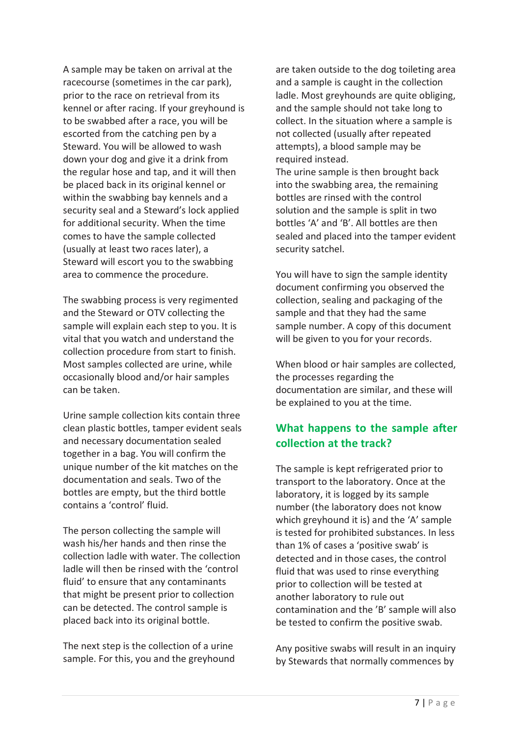A sample may be taken on arrival at the racecourse (sometimes in the car park), prior to the race on retrieval from its kennel or after racing. If your greyhound is to be swabbed after a race, you will be escorted from the catching pen by a Steward. You will be allowed to wash down your dog and give it a drink from the regular hose and tap, and it will then be placed back in its original kennel or within the swabbing bay kennels and a security seal and a Steward's lock applied for additional security. When the time comes to have the sample collected (usually at least two races later), a Steward will escort you to the swabbing area to commence the procedure.

The swabbing process is very regimented and the Steward or OTV collecting the sample will explain each step to you. It is vital that you watch and understand the collection procedure from start to finish. Most samples collected are urine, while occasionally blood and/or hair samples can be taken.

Urine sample collection kits contain three clean plastic bottles, tamper evident seals and necessary documentation sealed together in a bag. You will confirm the unique number of the kit matches on the documentation and seals. Two of the bottles are empty, but the third bottle contains a 'control' fluid.

The person collecting the sample will wash his/her hands and then rinse the collection ladle with water. The collection ladle will then be rinsed with the 'control fluid' to ensure that any contaminants that might be present prior to collection can be detected. The control sample is placed back into its original bottle.

The next step is the collection of a urine sample. For this, you and the greyhound are taken outside to the dog toileting area and a sample is caught in the collection ladle. Most greyhounds are quite obliging, and the sample should not take long to collect. In the situation where a sample is not collected (usually after repeated attempts), a blood sample may be required instead.

The urine sample is then brought back into the swabbing area, the remaining bottles are rinsed with the control solution and the sample is split in two bottles 'A' and 'B'. All bottles are then sealed and placed into the tamper evident security satchel.

You will have to sign the sample identity document confirming you observed the collection, sealing and packaging of the sample and that they had the same sample number. A copy of this document will be given to you for your records.

When blood or hair samples are collected, the processes regarding the documentation are similar, and these will be explained to you at the time.

## What happens to the sample after collection at the track?

The sample is kept refrigerated prior to transport to the laboratory. Once at the laboratory, it is logged by its sample number (the laboratory does not know which greyhound it is) and the 'A' sample is tested for prohibited substances. In less than 1% of cases a 'positive swab' is detected and in those cases, the control fluid that was used to rinse everything prior to collection will be tested at another laboratory to rule out contamination and the 'B' sample will also be tested to confirm the positive swab.

Any positive swabs will result in an inquiry by Stewards that normally commences by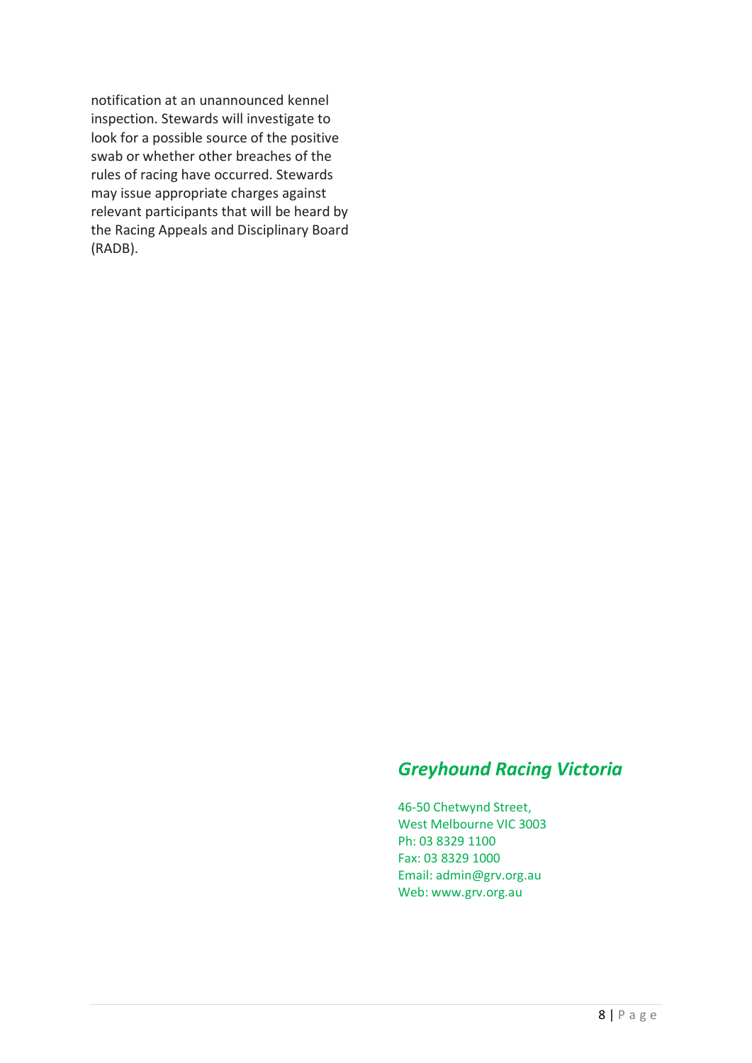notification at an unannounced kennel inspection. Stewards will investigate to look for a possible source of the positive swab or whether other breaches of the rules of racing have occurred. Stewards may issue appropriate charges against relevant participants that will be heard by the Racing Appeals and Disciplinary Board (RADB).

***Greyhound Racing Victoria***

46-50 Chetwynd Street,
West Melbourne VIC 3003
Ph: 03 8329 1100
Fax: 03 8329 1000
Email: admin@grv.org.au
Web: www.grv.org.au